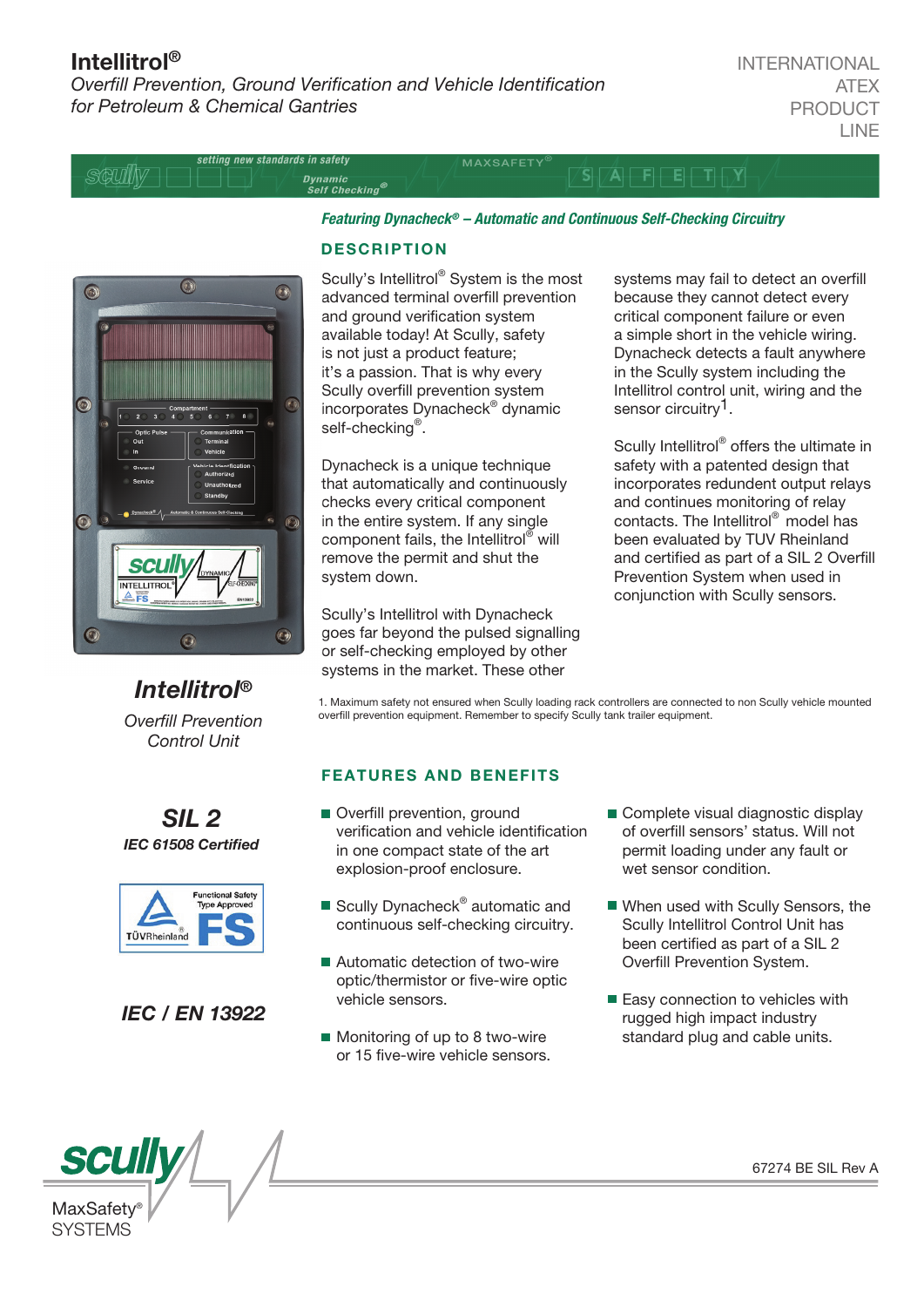# Intellitrol®

*Overfill Prevention, Ground Verification and Vehicle Identification for Petroleum & Chemical Gantries*

INTERNATIONAL ATEX PRODUCT LINE

setting new standards in safety

Dynamic Self Checking®

MAXSAFETY®

***Featuring Dynacheck® – Automatic and Continuous Self-Checking Circuitry***

## DESCRIPTION

Scully's Intellitrol® System is the most advanced terminal overfill prevention and ground verification system available today! At Scully, safety is not just a product feature; it's a passion. That is why every Scully overfill prevention system incorporates Dynacheck® dynamic self-checking®.

Dynacheck is a unique technique that automatically and continuously checks every critical component in the entire system. If any single component fails, the Intellitrol® will remove the permit and shut the system down.

Scully's Intellitrol with Dynacheck goes far beyond the pulsed signalling or self-checking employed by other systems in the market. These other systems may fail to detect an overfill because they cannot detect every critical component failure or even a simple short in the vehicle wiring. Dynacheck detects a fault anywhere in the Scully system including the Intellitrol control unit, wiring and the sensor circuitry[1].

Scully Intellitrol® offers the ultimate in safety with a patented design that incorporates redundent output relays and continues monitoring of relay contacts. The Intellitrol® model has been evaluated by TUV Rheinland and certified as part of a SIL 2 Overfill Prevention System when used in conjunction with Scully sensors.

1. Maximum safety not ensured when Scully loading rack controllers are connected to non Scully vehicle mounted overfill prevention equipment. Remember to specify Scully tank trailer equipment.

***Intellitrol®***

*Overfill Prevention Control Unit*

***SIL 2***

***IEC 61508 Certified***

Functional Safety Type Approved

TÜVRheinland® FS

***IEC / EN 13922***

## FEATURES AND BENEFITS

- Overfill prevention, ground verification and vehicle identification in one compact state of the art explosion-proof enclosure.
- Scully Dynacheck® automatic and continuous self-checking circuitry.
- Automatic detection of two-wire optic/thermistor or five-wire optic vehicle sensors.
- Monitoring of up to 8 two-wire or 15 five-wire vehicle sensors.
- Complete visual diagnostic display of overfill sensors' status. Will not permit loading under any fault or wet sensor condition.
- When used with Scully Sensors, the Scully Intellitrol Control Unit has been certified as part of a SIL 2 Overfill Prevention System.
- Easy connection to vehicles with rugged high impact industry standard plug and cable units.

scully MaxSafety® SYSTEMS

67274 BE SIL Rev A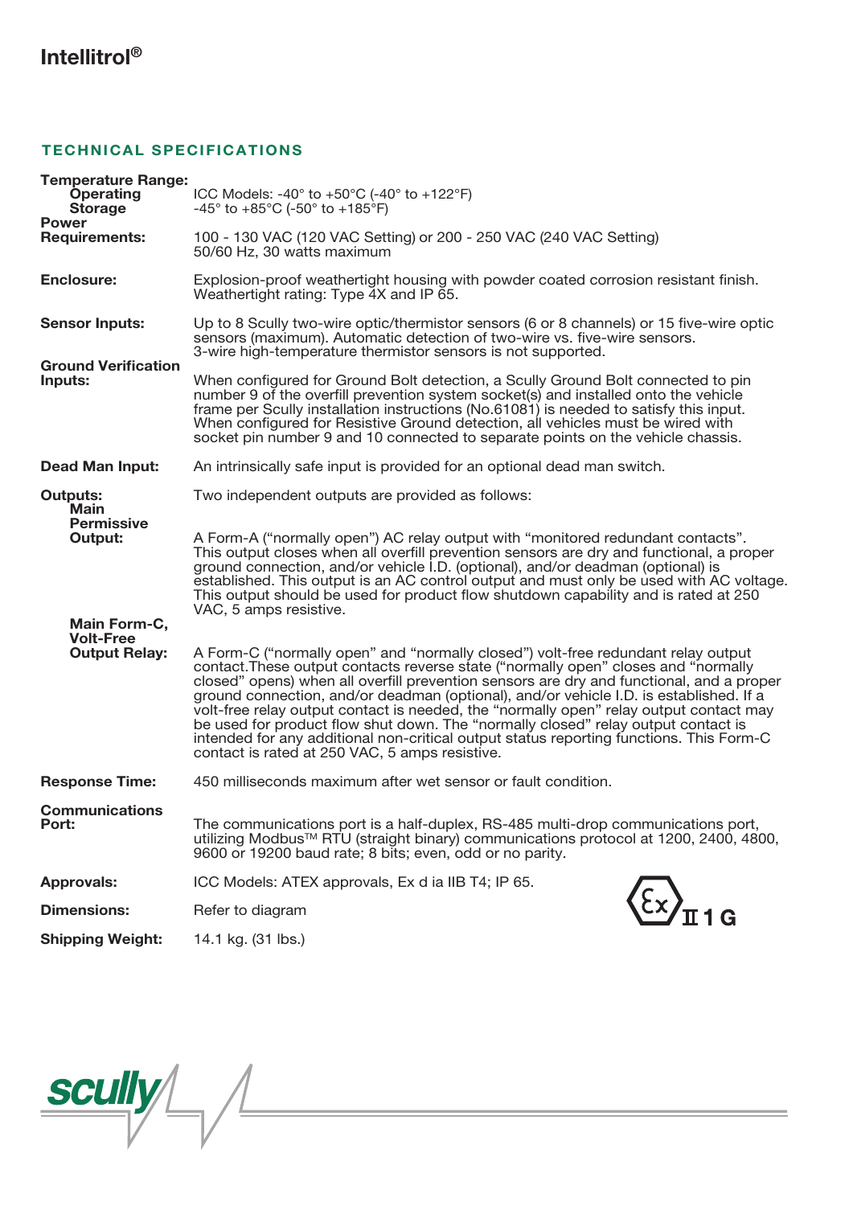# Intellitrol®

## TECHNICAL SPECIFICATIONS

**Temperature Range:**

**Operating** — ICC Models: -40° to +50°C (-40° to +122°F)

**Storage** — -45° to +85°C (-50° to +185°F)

**Power Requirements:** 100 - 130 VAC (120 VAC Setting) or 200 - 250 VAC (240 VAC Setting) 50/60 Hz, 30 watts maximum

**Enclosure:** Explosion-proof weathertight housing with powder coated corrosion resistant finish. Weathertight rating: Type 4X and IP 65.

**Sensor Inputs:** Up to 8 Scully two-wire optic/thermistor sensors (6 or 8 channels) or 15 five-wire optic sensors (maximum). Automatic detection of two-wire vs. five-wire sensors. 3-wire high-temperature thermistor sensors is not supported.

**Ground Verification Inputs:** When configured for Ground Bolt detection, a Scully Ground Bolt connected to pin number 9 of the overfill prevention system socket(s) and installed onto the vehicle frame per Scully installation instructions (No.61081) is needed to satisfy this input. When configured for Resistive Ground detection, all vehicles must be wired with socket pin number 9 and 10 connected to separate points on the vehicle chassis.

**Dead Man Input:** An intrinsically safe input is provided for an optional dead man switch.

**Outputs:** Two independent outputs are provided as follows:

**Main Permissive Output:** A Form-A ("normally open") AC relay output with "monitored redundant contacts". This output closes when all overfill prevention sensors are dry and functional, a proper ground connection, and/or vehicle I.D. (optional), and/or deadman (optional) is established. This output is an AC control output and must only be used with AC voltage. This output should be used for product flow shutdown capability and is rated at 250 VAC, 5 amps resistive.

**Main Form-C, Volt-Free Output Relay:** A Form-C ("normally open" and "normally closed") volt-free redundant relay output contact.These output contacts reverse state ("normally open" closes and "normally closed" opens) when all overfill prevention sensors are dry and functional, and a proper ground connection, and/or deadman (optional), and/or vehicle I.D. is established. If a volt-free relay output contact is needed, the "normally open" relay output contact may be used for product flow shut down. The "normally closed" relay output contact is intended for any additional non-critical output status reporting functions. This Form-C contact is rated at 250 VAC, 5 amps resistive.

**Response Time:** 450 milliseconds maximum after wet sensor or fault condition.

**Communications Port:** The communications port is a half-duplex, RS-485 multi-drop communications port, utilizing Modbus™ RTU (straight binary) communications protocol at 1200, 2400, 4800, 9600 or 19200 baud rate; 8 bits; even, odd or no parity.

**Approvals:** ICC Models: ATEX approvals, Ex d ia IIB T4; IP 65.

Ex II 1 G

**Dimensions:** Refer to diagram

**Shipping Weight:** 14.1 kg. (31 lbs.)

scully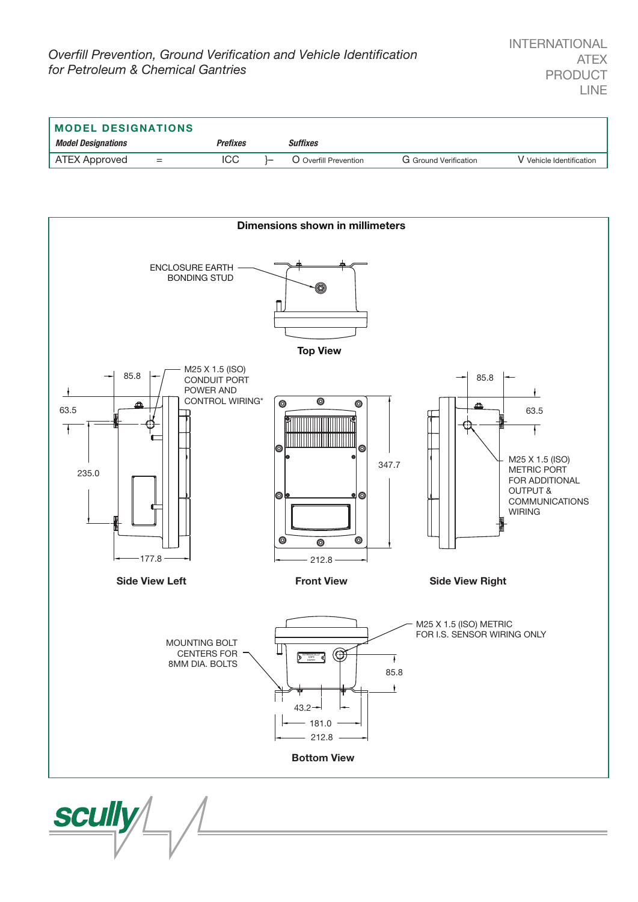*Overfill Prevention, Ground Verification and Vehicle Identification for Petroleum & Chemical Gantries*

INTERNATIONAL ATEX PRODUCT LINE

| **MODEL DESIGNATIONS** | | | | | | |
|---|---|---|---|---|---|---|
| ***Model Designations*** | | ***Prefixes*** | | ***Suffixes*** | | |
| ATEX Approved | = | ICC | }– | O Overfill Prevention | G Ground Verification | V Vehicle Identification |

**Dimensions shown in millimeters**

ENCLOSURE EARTH BONDING STUD

**Top View**

85.8

M25 X 1.5 (ISO) CONDUIT PORT POWER AND CONTROL WIRING*

63.5

235.0

177.8

**Side View Left**

347.7

212.8

**Front View**

85.8

63.5

M25 X 1.5 (ISO) METRIC PORT FOR ADDITIONAL OUTPUT & COMMUNICATIONS WIRING

**Side View Right**

MOUNTING BOLT CENTERS FOR 8MM DIA. BOLTS

M25 X 1.5 (ISO) METRIC FOR I.S. SENSOR WIRING ONLY

85.8

43.2

181.0

212.8

**Bottom View**

scully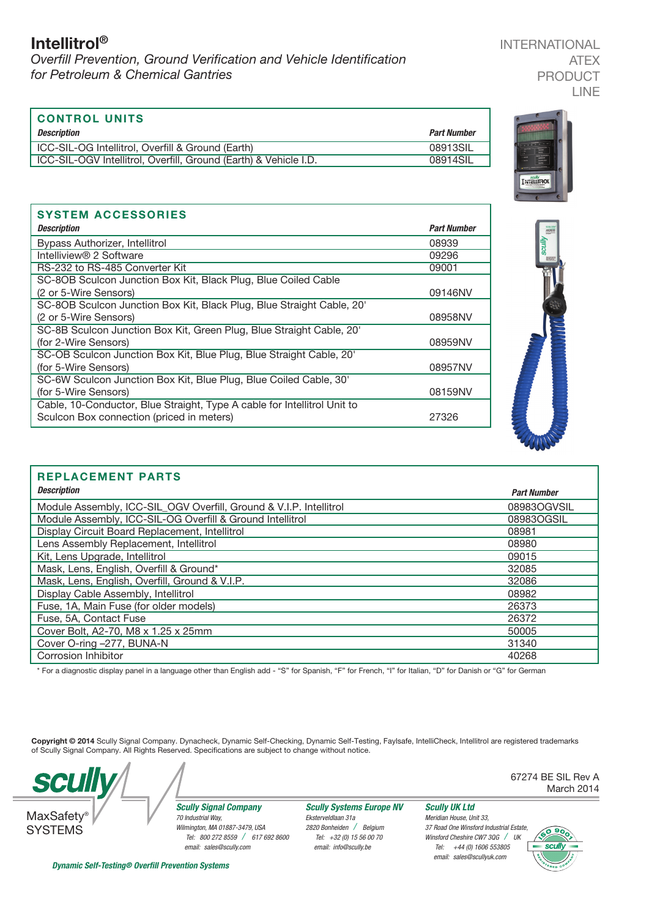# Intellitrol®

*Overfill Prevention, Ground Verification and Vehicle Identification for Petroleum & Chemical Gantries*

INTERNATIONAL ATEX PRODUCT LINE

## CONTROL UNITS

| *Description* | *Part Number* |
|---|---|
| ICC-SIL-OG Intellitrol, Overfill & Ground (Earth) | 08913SIL |
| ICC-SIL-OGV Intellitrol, Overfill, Ground (Earth) & Vehicle I.D. | 08914SIL |

## SYSTEM ACCESSORIES

| *Description* | *Part Number* |
|---|---|
| Bypass Authorizer, Intellitrol | 08939 |
| Intelliview® 2 Software | 09296 |
| RS-232 to RS-485 Converter Kit | 09001 |
| SC-8OB Sculcon Junction Box Kit, Black Plug, Blue Coiled Cable (2 or 5-Wire Sensors) | 09146NV |
| SC-8OB Sculcon Junction Box Kit, Black Plug, Blue Straight Cable, 20' (2 or 5-Wire Sensors) | 08958NV |
| SC-8B Sculcon Junction Box Kit, Green Plug, Blue Straight Cable, 20' (for 2-Wire Sensors) | 08959NV |
| SC-OB Sculcon Junction Box Kit, Blue Plug, Blue Straight Cable, 20' (for 5-Wire Sensors) | 08957NV |
| SC-6W Sculcon Junction Box Kit, Blue Plug, Blue Coiled Cable, 30' (for 5-Wire Sensors) | 08159NV |
| Cable, 10-Conductor, Blue Straight, Type A cable for Intellitrol Unit to Sculcon Box connection (priced in meters) | 27326 |

## REPLACEMENT PARTS

| *Description* | *Part Number* |
|---|---|
| Module Assembly, ICC-SIL_OGV Overfill, Ground & V.I.P. Intellitrol | 08983OGVSIL |
| Module Assembly, ICC-SIL-OG Overfill & Ground Intellitrol | 08983OGSIL |
| Display Circuit Board Replacement, Intellitrol | 08981 |
| Lens Assembly Replacement, Intellitrol | 08980 |
| Kit, Lens Upgrade, Intellitrol | 09015 |
| Mask, Lens, English, Overfill & Ground* | 32085 |
| Mask, Lens, English, Overfill, Ground & V.I.P. | 32086 |
| Display Cable Assembly, Intellitrol | 08982 |
| Fuse, 1A, Main Fuse (for older models) | 26373 |
| Fuse, 5A, Contact Fuse | 26372 |
| Cover Bolt, A2-70, M8 x 1.25 x 25mm | 50005 |
| Cover O-ring –277, BUNA-N | 31340 |
| Corrosion Inhibitor | 40268 |

\* For a diagnostic display panel in a language other than English add - "S" for Spanish, "F" for French, "I" for Italian, "D" for Danish or "G" for German

**Copyright © 2014** Scully Signal Company. Dynacheck, Dynamic Self-Checking, Dynamic Self-Testing, Faylsafe, IntelliCheck, Intellitrol are registered trademarks of Scully Signal Company. All Rights Reserved. Specifications are subject to change without notice.

scully

MaxSafety® SYSTEMS

67274 BE SIL Rev A
March 2014

***Scully Signal Company***
*70 Industrial Way,*
*Wilmington, MA 01887-3479, USA*
*Tel: 800 272 8559 / 617 692 8600*
*email: sales@scully.com*

***Scully Systems Europe NV***
*Eksterveldlaan 31a*
*2820 Bonheiden / Belgium*
*Tel: +32 (0) 15 56 00 70*
*email: info@scully.be*

***Scully UK Ltd***
*Meridian House, Unit 33,*
*37 Road One Winsford Industrial Estate,*
*Winsford Cheshire CW7 3QG / UK*
*Tel: +44 (0) 1606 553805*
*email: sales@scullyuk.com*

***Dynamic Self-Testing® Overfill Prevention Systems***